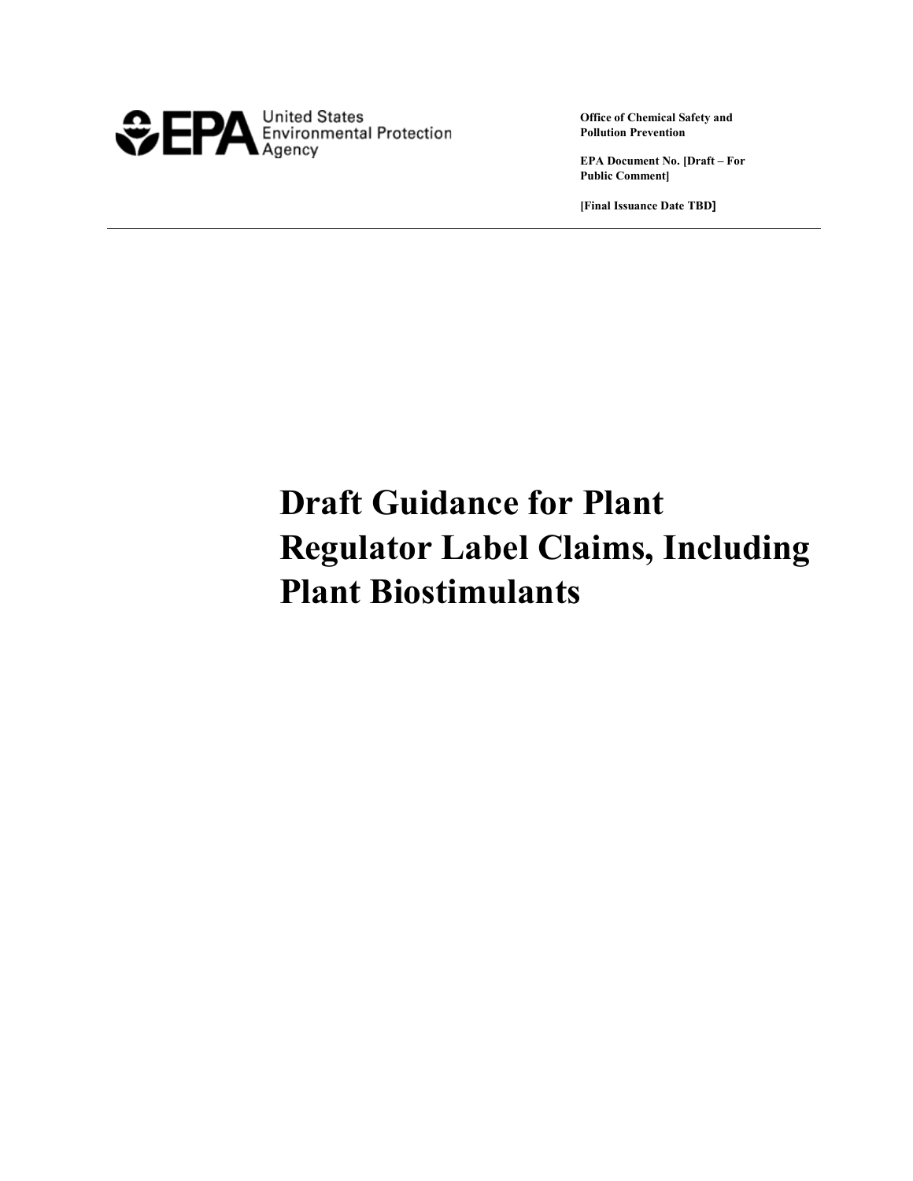United States Environmental Protection Agency

**Office of Chemical Safety and Pollution Prevention**

**EPA Document No. [Draft – For Public Comment]**

**[Final Issuance Date TBD]**

# Draft Guidance for Plant Regulator Label Claims, Including Plant Biostimulants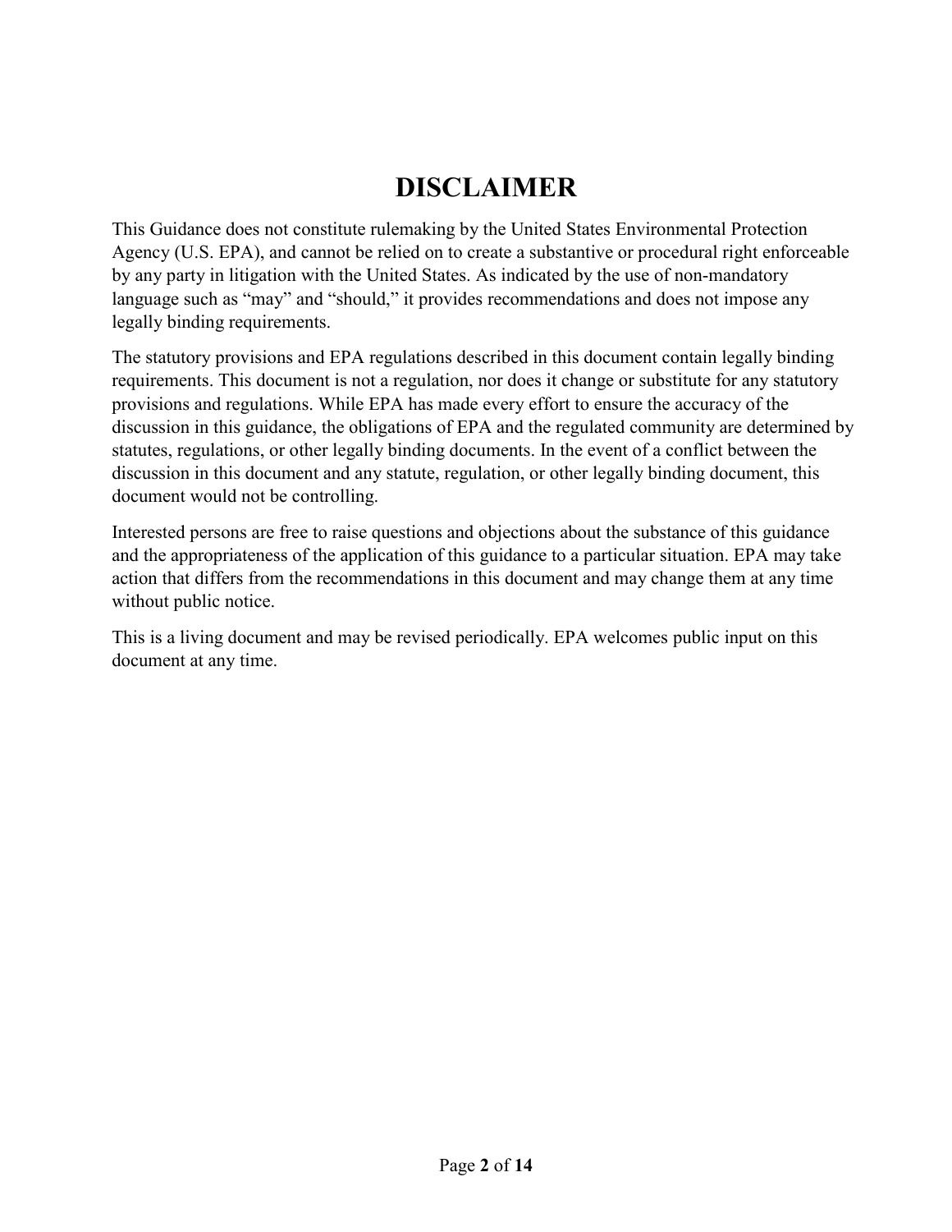# DISCLAIMER

This Guidance does not constitute rulemaking by the United States Environmental Protection Agency (U.S. EPA), and cannot be relied on to create a substantive or procedural right enforceable by any party in litigation with the United States. As indicated by the use of non-mandatory language such as "may" and "should," it provides recommendations and does not impose any legally binding requirements.

The statutory provisions and EPA regulations described in this document contain legally binding requirements. This document is not a regulation, nor does it change or substitute for any statutory provisions and regulations. While EPA has made every effort to ensure the accuracy of the discussion in this guidance, the obligations of EPA and the regulated community are determined by statutes, regulations, or other legally binding documents. In the event of a conflict between the discussion in this document and any statute, regulation, or other legally binding document, this document would not be controlling.

Interested persons are free to raise questions and objections about the substance of this guidance and the appropriateness of the application of this guidance to a particular situation. EPA may take action that differs from the recommendations in this document and may change them at any time without public notice.

This is a living document and may be revised periodically. EPA welcomes public input on this document at any time.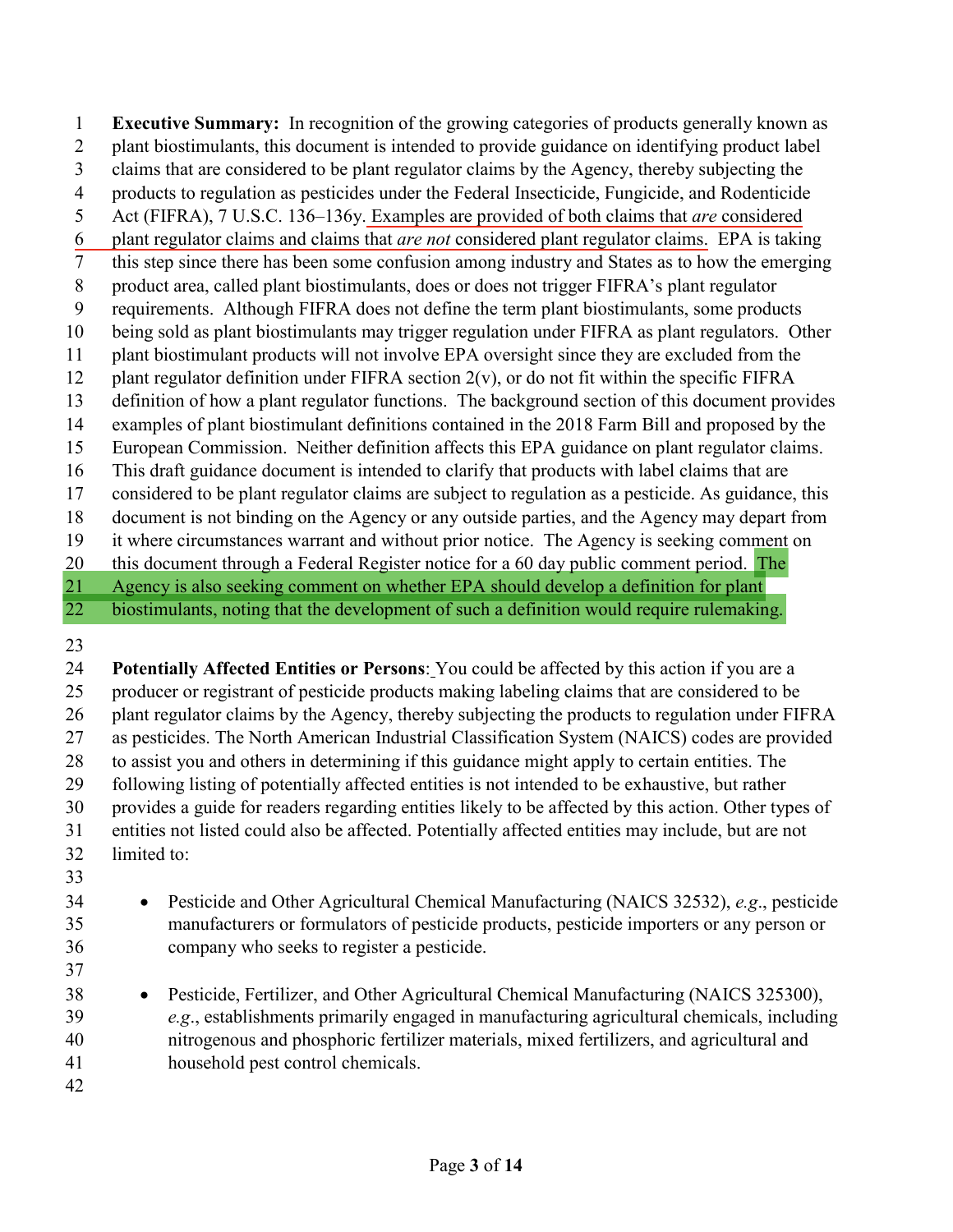**Executive Summary:** In recognition of the growing categories of products generally known as plant biostimulants, this document is intended to provide guidance on identifying product label claims that are considered to be plant regulator claims by the Agency, thereby subjecting the products to regulation as pesticides under the Federal Insecticide, Fungicide, and Rodenticide Act (FIFRA), 7 U.S.C. 136–136y. Examples are provided of both claims that *are* considered plant regulator claims and claims that *are not* considered plant regulator claims. EPA is taking this step since there has been some confusion among industry and States as to how the emerging product area, called plant biostimulants, does or does not trigger FIFRA's plant regulator requirements. Although FIFRA does not define the term plant biostimulants, some products being sold as plant biostimulants may trigger regulation under FIFRA as plant regulators. Other plant biostimulant products will not involve EPA oversight since they are excluded from the plant regulator definition under FIFRA section 2(v), or do not fit within the specific FIFRA definition of how a plant regulator functions. The background section of this document provides examples of plant biostimulant definitions contained in the 2018 Farm Bill and proposed by the European Commission. Neither definition affects this EPA guidance on plant regulator claims. This draft guidance document is intended to clarify that products with label claims that are considered to be plant regulator claims are subject to regulation as a pesticide. As guidance, this document is not binding on the Agency or any outside parties, and the Agency may depart from it where circumstances warrant and without prior notice. The Agency is seeking comment on this document through a Federal Register notice for a 60 day public comment period. The Agency is also seeking comment on whether EPA should develop a definition for plant biostimulants, noting that the development of such a definition would require rulemaking.

**Potentially Affected Entities or Persons**: You could be affected by this action if you are a producer or registrant of pesticide products making labeling claims that are considered to be plant regulator claims by the Agency, thereby subjecting the products to regulation under FIFRA as pesticides. The North American Industrial Classification System (NAICS) codes are provided to assist you and others in determining if this guidance might apply to certain entities. The following listing of potentially affected entities is not intended to be exhaustive, but rather provides a guide for readers regarding entities likely to be affected by this action. Other types of entities not listed could also be affected. Potentially affected entities may include, but are not limited to:

- Pesticide and Other Agricultural Chemical Manufacturing (NAICS 32532), *e.g*., pesticide manufacturers or formulators of pesticide products, pesticide importers or any person or company who seeks to register a pesticide.

- Pesticide, Fertilizer, and Other Agricultural Chemical Manufacturing (NAICS 325300), *e.g*., establishments primarily engaged in manufacturing agricultural chemicals, including nitrogenous and phosphoric fertilizer materials, mixed fertilizers, and agricultural and household pest control chemicals.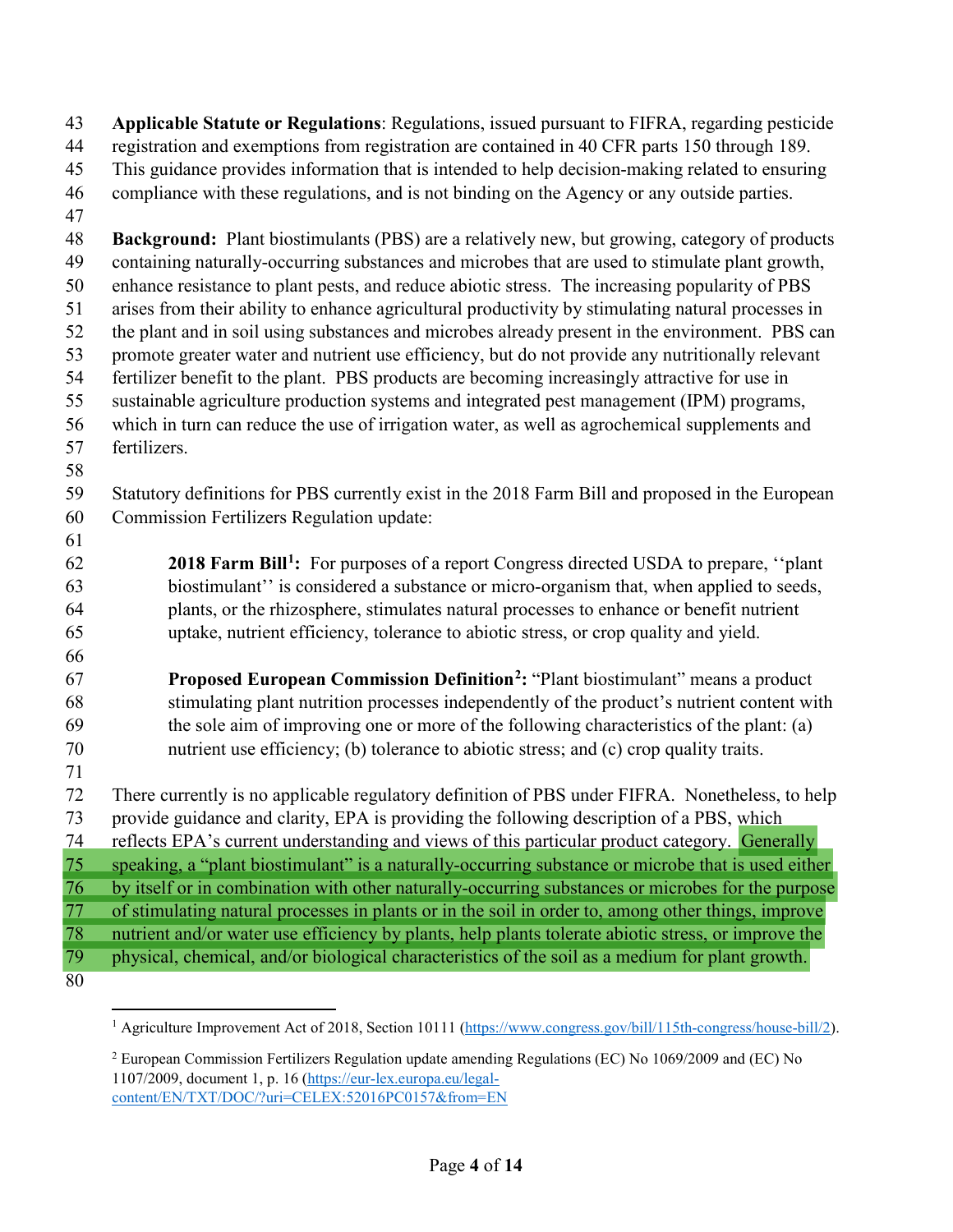**Applicable Statute or Regulations**: Regulations, issued pursuant to FIFRA, regarding pesticide registration and exemptions from registration are contained in 40 CFR parts 150 through 189. This guidance provides information that is intended to help decision-making related to ensuring compliance with these regulations, and is not binding on the Agency or any outside parties.

**Background:** Plant biostimulants (PBS) are a relatively new, but growing, category of products containing naturally-occurring substances and microbes that are used to stimulate plant growth, enhance resistance to plant pests, and reduce abiotic stress. The increasing popularity of PBS arises from their ability to enhance agricultural productivity by stimulating natural processes in the plant and in soil using substances and microbes already present in the environment. PBS can promote greater water and nutrient use efficiency, but do not provide any nutritionally relevant fertilizer benefit to the plant. PBS products are becoming increasingly attractive for use in sustainable agriculture production systems and integrated pest management (IPM) programs, which in turn can reduce the use of irrigation water, as well as agrochemical supplements and fertilizers.

Statutory definitions for PBS currently exist in the 2018 Farm Bill and proposed in the European Commission Fertilizers Regulation update:

> **2018 Farm Bill[1]:** For purposes of a report Congress directed USDA to prepare, ''plant biostimulant'' is considered a substance or micro-organism that, when applied to seeds, plants, or the rhizosphere, stimulates natural processes to enhance or benefit nutrient uptake, nutrient efficiency, tolerance to abiotic stress, or crop quality and yield.

> **Proposed European Commission Definition[2]:** "Plant biostimulant" means a product stimulating plant nutrition processes independently of the product's nutrient content with the sole aim of improving one or more of the following characteristics of the plant: (a) nutrient use efficiency; (b) tolerance to abiotic stress; and (c) crop quality traits.

There currently is no applicable regulatory definition of PBS under FIFRA. Nonetheless, to help provide guidance and clarity, EPA is providing the following description of a PBS, which reflects EPA's current understanding and views of this particular product category. Generally speaking, a "plant biostimulant" is a naturally-occurring substance or microbe that is used either by itself or in combination with other naturally-occurring substances or microbes for the purpose of stimulating natural processes in plants or in the soil in order to, among other things, improve nutrient and/or water use efficiency by plants, help plants tolerate abiotic stress, or improve the physical, chemical, and/or biological characteristics of the soil as a medium for plant growth.

---

[1] Agriculture Improvement Act of 2018, Section 10111 (https://www.congress.gov/bill/115th-congress/house-bill/2).

[2] European Commission Fertilizers Regulation update amending Regulations (EC) No 1069/2009 and (EC) No 1107/2009, document 1, p. 16 (https://eur-lex.europa.eu/legal-content/EN/TXT/DOC/?uri=CELEX:52016PC0157&from=EN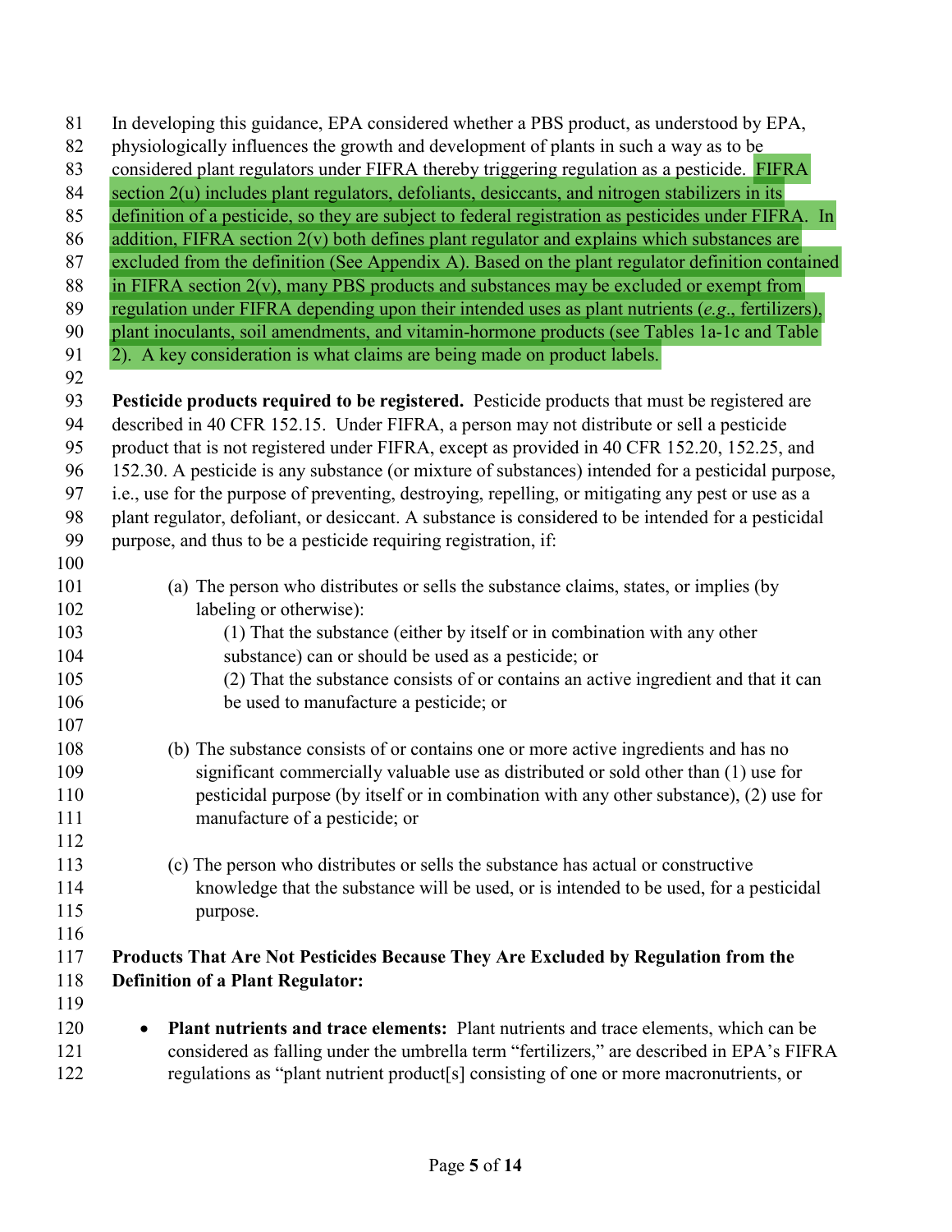In developing this guidance, EPA considered whether a PBS product, as understood by EPA, physiologically influences the growth and development of plants in such a way as to be considered plant regulators under FIFRA thereby triggering regulation as a pesticide. FIFRA section 2(u) includes plant regulators, defoliants, desiccants, and nitrogen stabilizers in its definition of a pesticide, so they are subject to federal registration as pesticides under FIFRA. In addition, FIFRA section 2(v) both defines plant regulator and explains which substances are excluded from the definition (See Appendix A). Based on the plant regulator definition contained in FIFRA section 2(v), many PBS products and substances may be excluded or exempt from regulation under FIFRA depending upon their intended uses as plant nutrients (*e.g*., fertilizers), plant inoculants, soil amendments, and vitamin-hormone products (see Tables 1a-1c and Table 2). A key consideration is what claims are being made on product labels.

**Pesticide products required to be registered.** Pesticide products that must be registered are described in 40 CFR 152.15. Under FIFRA, a person may not distribute or sell a pesticide product that is not registered under FIFRA, except as provided in 40 CFR 152.20, 152.25, and 152.30. A pesticide is any substance (or mixture of substances) intended for a pesticidal purpose, i.e., use for the purpose of preventing, destroying, repelling, or mitigating any pest or use as a plant regulator, defoliant, or desiccant. A substance is considered to be intended for a pesticidal purpose, and thus to be a pesticide requiring registration, if:

(a) The person who distributes or sells the substance claims, states, or implies (by labeling or otherwise):

  (1) That the substance (either by itself or in combination with any other substance) can or should be used as a pesticide; or

  (2) That the substance consists of or contains an active ingredient and that it can be used to manufacture a pesticide; or

(b) The substance consists of or contains one or more active ingredients and has no significant commercially valuable use as distributed or sold other than (1) use for pesticidal purpose (by itself or in combination with any other substance), (2) use for manufacture of a pesticide; or

(c) The person who distributes or sells the substance has actual or constructive knowledge that the substance will be used, or is intended to be used, for a pesticidal purpose.

**Products That Are Not Pesticides Because They Are Excluded by Regulation from the Definition of a Plant Regulator:**

- **Plant nutrients and trace elements:** Plant nutrients and trace elements, which can be considered as falling under the umbrella term "fertilizers," are described in EPA's FIFRA regulations as "plant nutrient product[s] consisting of one or more macronutrients, or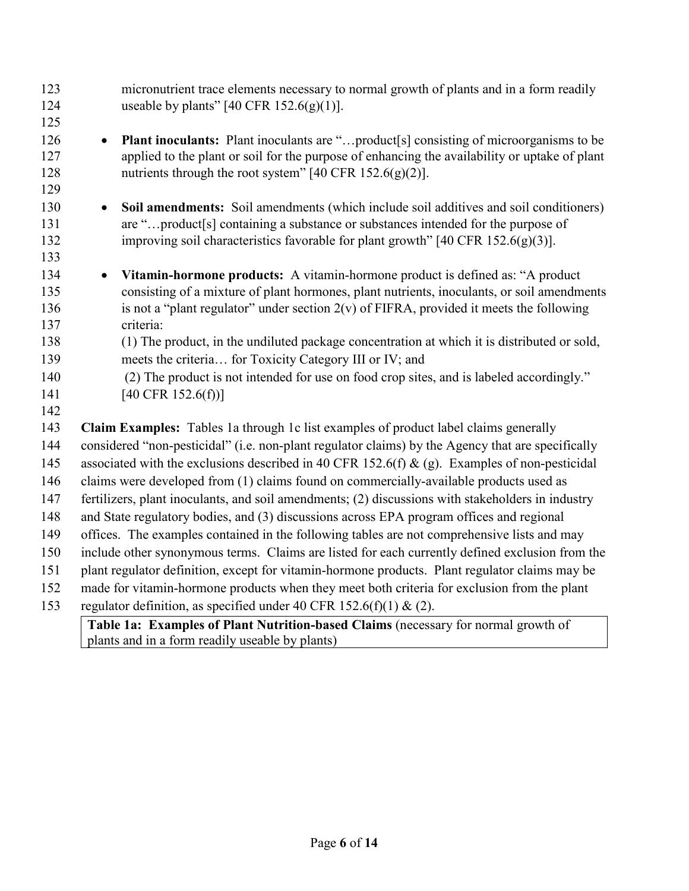micronutrient trace elements necessary to normal growth of plants and in a form readily useable by plants" [40 CFR 152.6(g)(1)].

- **Plant inoculants:** Plant inoculants are "…product[s] consisting of microorganisms to be applied to the plant or soil for the purpose of enhancing the availability or uptake of plant nutrients through the root system" [40 CFR 152.6(g)(2)].

- **Soil amendments:** Soil amendments (which include soil additives and soil conditioners) are "…product[s] containing a substance or substances intended for the purpose of improving soil characteristics favorable for plant growth" [40 CFR 152.6(g)(3)].

- **Vitamin-hormone products:** A vitamin-hormone product is defined as: "A product consisting of a mixture of plant hormones, plant nutrients, inoculants, or soil amendments is not a "plant regulator" under section 2(v) of FIFRA, provided it meets the following criteria:
  (1) The product, in the undiluted package concentration at which it is distributed or sold, meets the criteria… for Toxicity Category III or IV; and
  (2) The product is not intended for use on food crop sites, and is labeled accordingly." [40 CFR 152.6(f))]

**Claim Examples:** Tables 1a through 1c list examples of product label claims generally considered "non-pesticidal" (i.e. non-plant regulator claims) by the Agency that are specifically associated with the exclusions described in 40 CFR 152.6(f) & (g). Examples of non-pesticidal claims were developed from (1) claims found on commercially-available products used as fertilizers, plant inoculants, and soil amendments; (2) discussions with stakeholders in industry and State regulatory bodies, and (3) discussions across EPA program offices and regional offices. The examples contained in the following tables are not comprehensive lists and may include other synonymous terms. Claims are listed for each currently defined exclusion from the plant regulator definition, except for vitamin-hormone products. Plant regulator claims may be made for vitamin-hormone products when they meet both criteria for exclusion from the plant regulator definition, as specified under 40 CFR 152.6(f)(1) & (2).

| **Table 1a: Examples of Plant Nutrition-based Claims** (necessary for normal growth of plants and in a form readily useable by plants) |
| --- |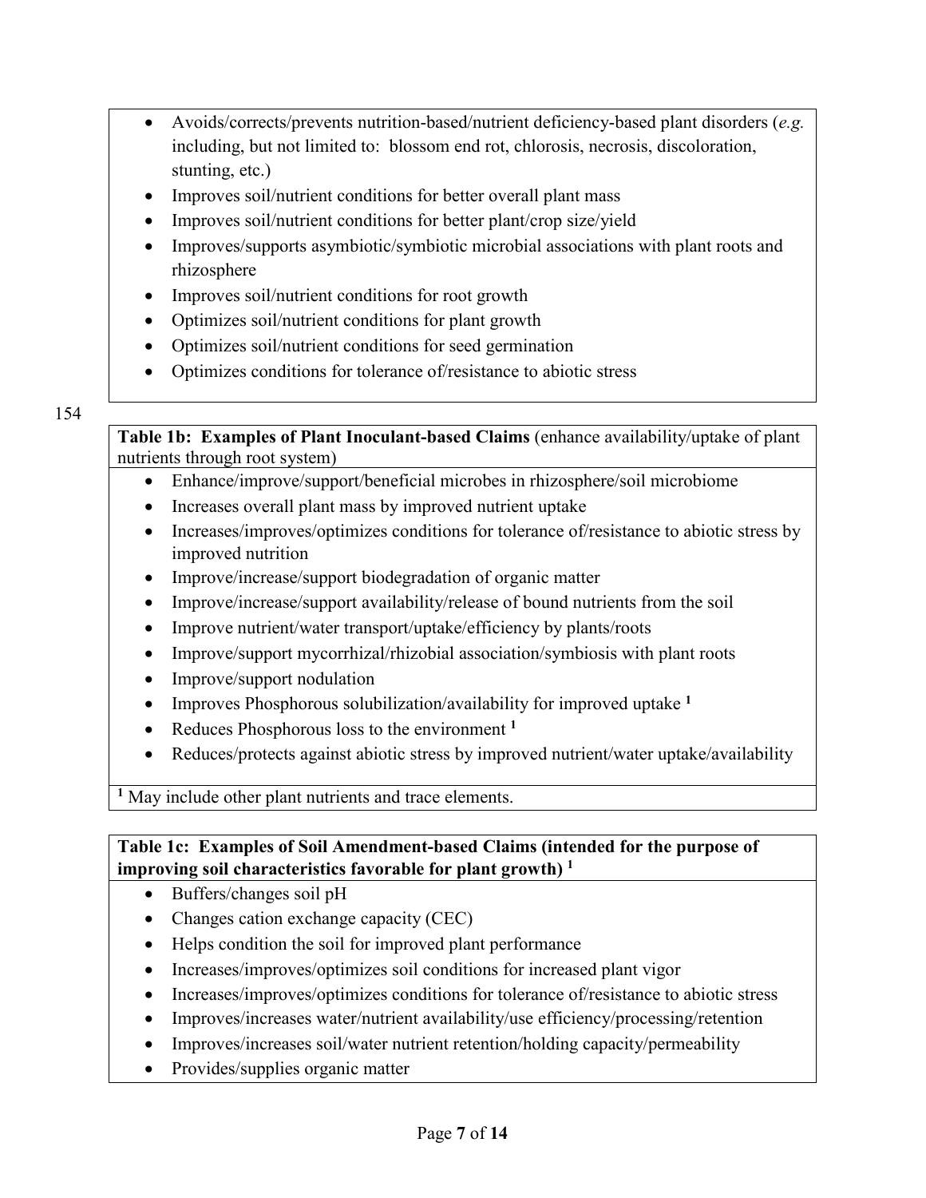- Avoids/corrects/prevents nutrition-based/nutrient deficiency-based plant disorders (*e.g.* including, but not limited to: blossom end rot, chlorosis, necrosis, discoloration, stunting, etc.)
- Improves soil/nutrient conditions for better overall plant mass
- Improves soil/nutrient conditions for better plant/crop size/yield
- Improves/supports asymbiotic/symbiotic microbial associations with plant roots and rhizosphere
- Improves soil/nutrient conditions for root growth
- Optimizes soil/nutrient conditions for plant growth
- Optimizes soil/nutrient conditions for seed germination
- Optimizes conditions for tolerance of/resistance to abiotic stress

154

**Table 1b: Examples of Plant Inoculant-based Claims** (enhance availability/uptake of plant nutrients through root system)

- Enhance/improve/support/beneficial microbes in rhizosphere/soil microbiome
- Increases overall plant mass by improved nutrient uptake
- Increases/improves/optimizes conditions for tolerance of/resistance to abiotic stress by improved nutrition
- Improve/increase/support biodegradation of organic matter
- Improve/increase/support availability/release of bound nutrients from the soil
- Improve nutrient/water transport/uptake/efficiency by plants/roots
- Improve/support mycorrhizal/rhizobial association/symbiosis with plant roots
- Improve/support nodulation
- Improves Phosphorous solubilization/availability for improved uptake [1]
- Reduces Phosphorous loss to the environment [1]
- Reduces/protects against abiotic stress by improved nutrient/water uptake/availability

[1] May include other plant nutrients and trace elements.

**Table 1c: Examples of Soil Amendment-based Claims (intended for the purpose of improving soil characteristics favorable for plant growth) [1]**

- Buffers/changes soil pH
- Changes cation exchange capacity (CEC)
- Helps condition the soil for improved plant performance
- Increases/improves/optimizes soil conditions for increased plant vigor
- Increases/improves/optimizes conditions for tolerance of/resistance to abiotic stress
- Improves/increases water/nutrient availability/use efficiency/processing/retention
- Improves/increases soil/water nutrient retention/holding capacity/permeability
- Provides/supplies organic matter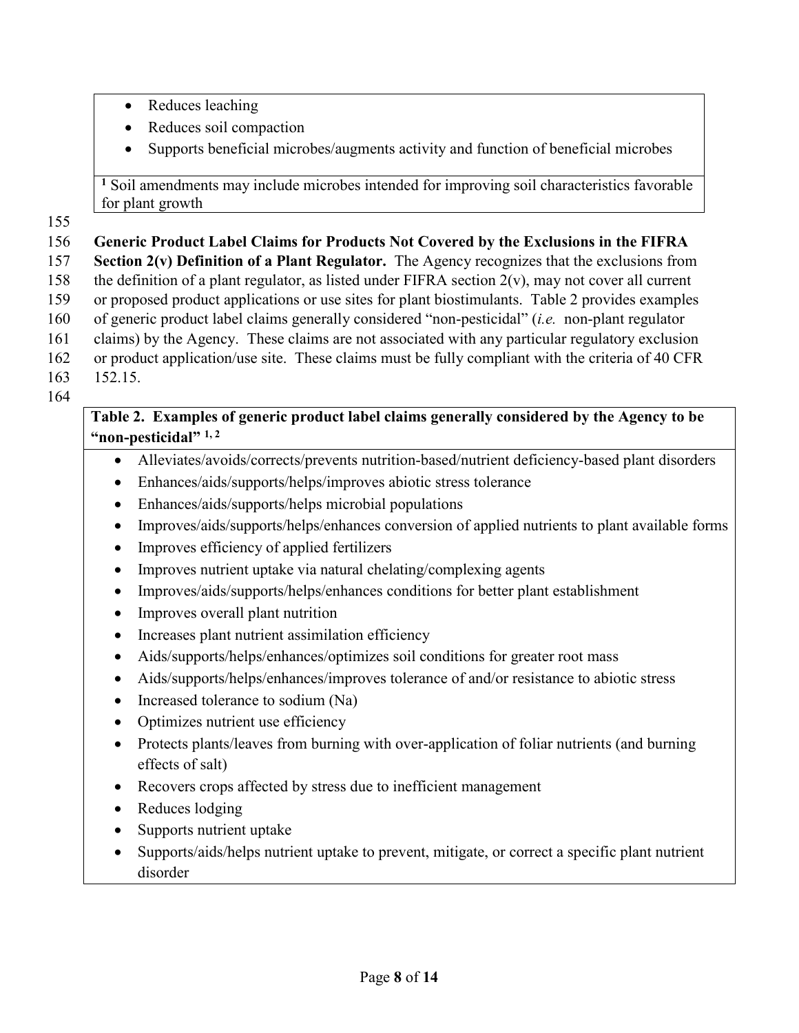- Reduces leaching
- Reduces soil compaction
- Supports beneficial microbes/augments activity and function of beneficial microbes

[1] Soil amendments may include microbes intended for improving soil characteristics favorable for plant growth

**Generic Product Label Claims for Products Not Covered by the Exclusions in the FIFRA Section 2(v) Definition of a Plant Regulator.** The Agency recognizes that the exclusions from the definition of a plant regulator, as listed under FIFRA section 2(v), may not cover all current or proposed product applications or use sites for plant biostimulants. Table 2 provides examples of generic product label claims generally considered "non-pesticidal" (*i.e.* non-plant regulator claims) by the Agency. These claims are not associated with any particular regulatory exclusion or product application/use site. These claims must be fully compliant with the criteria of 40 CFR 152.15.

**Table 2. Examples of generic product label claims generally considered by the Agency to be "non-pesticidal" [1, 2]**

- Alleviates/avoids/corrects/prevents nutrition-based/nutrient deficiency-based plant disorders
- Enhances/aids/supports/helps/improves abiotic stress tolerance
- Enhances/aids/supports/helps microbial populations
- Improves/aids/supports/helps/enhances conversion of applied nutrients to plant available forms
- Improves efficiency of applied fertilizers
- Improves nutrient uptake via natural chelating/complexing agents
- Improves/aids/supports/helps/enhances conditions for better plant establishment
- Improves overall plant nutrition
- Increases plant nutrient assimilation efficiency
- Aids/supports/helps/enhances/optimizes soil conditions for greater root mass
- Aids/supports/helps/enhances/improves tolerance of and/or resistance to abiotic stress
- Increased tolerance to sodium (Na)
- Optimizes nutrient use efficiency
- Protects plants/leaves from burning with over-application of foliar nutrients (and burning effects of salt)
- Recovers crops affected by stress due to inefficient management
- Reduces lodging
- Supports nutrient uptake
- Supports/aids/helps nutrient uptake to prevent, mitigate, or correct a specific plant nutrient disorder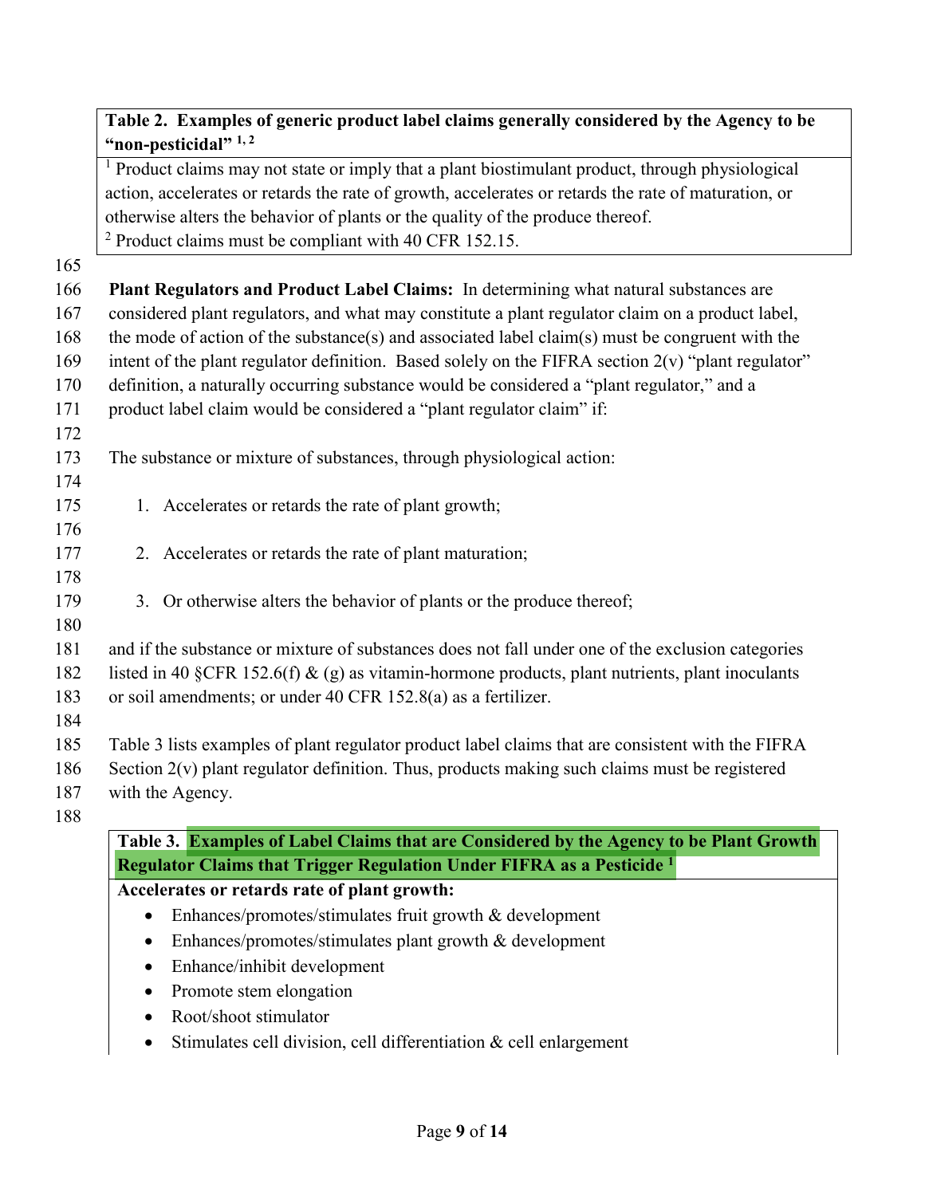**Table 2. Examples of generic product label claims generally considered by the Agency to be "non-pesticidal" [1, 2]**

[1] Product claims may not state or imply that a plant biostimulant product, through physiological action, accelerates or retards the rate of growth, accelerates or retards the rate of maturation, or otherwise alters the behavior of plants or the quality of the produce thereof.
[2] Product claims must be compliant with 40 CFR 152.15.

**Plant Regulators and Product Label Claims:** In determining what natural substances are considered plant regulators, and what may constitute a plant regulator claim on a product label, the mode of action of the substance(s) and associated label claim(s) must be congruent with the intent of the plant regulator definition. Based solely on the FIFRA section 2(v) "plant regulator" definition, a naturally occurring substance would be considered a "plant regulator," and a product label claim would be considered a "plant regulator claim" if:

The substance or mixture of substances, through physiological action:

1. Accelerates or retards the rate of plant growth;

2. Accelerates or retards the rate of plant maturation;

3. Or otherwise alters the behavior of plants or the produce thereof;

and if the substance or mixture of substances does not fall under one of the exclusion categories listed in 40 §CFR 152.6(f) & (g) as vitamin-hormone products, plant nutrients, plant inoculants or soil amendments; or under 40 CFR 152.8(a) as a fertilizer.

Table 3 lists examples of plant regulator product label claims that are consistent with the FIFRA Section 2(v) plant regulator definition. Thus, products making such claims must be registered with the Agency.

**Table 3. Examples of Label Claims that are Considered by the Agency to be Plant Growth Regulator Claims that Trigger Regulation Under FIFRA as a Pesticide [1]**

**Accelerates or retards rate of plant growth:**

- Enhances/promotes/stimulates fruit growth & development
- Enhances/promotes/stimulates plant growth & development
- Enhance/inhibit development
- Promote stem elongation
- Root/shoot stimulator
- Stimulates cell division, cell differentiation & cell enlargement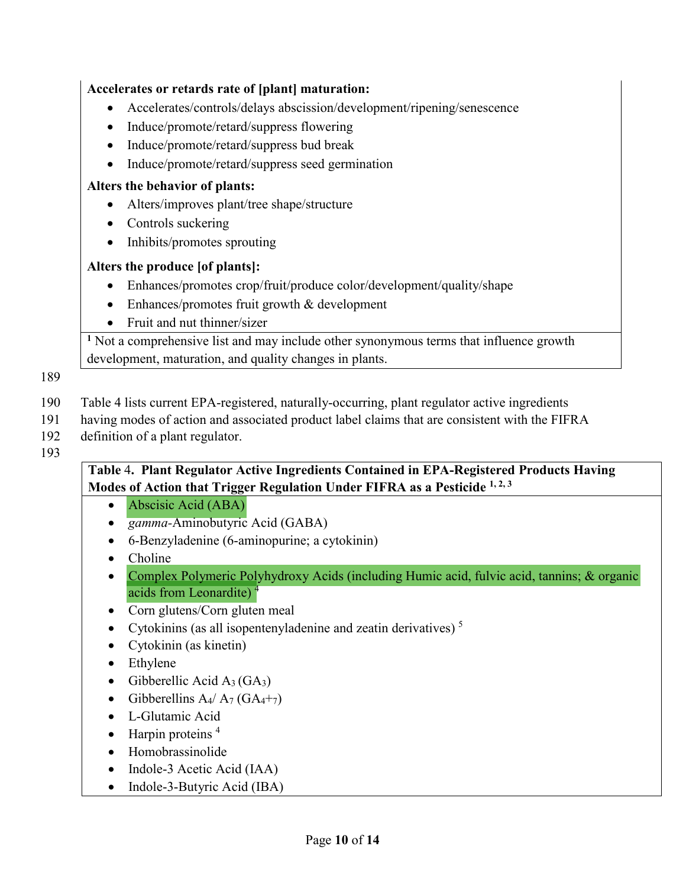**Accelerates or retards rate of [plant] maturation:**

- Accelerates/controls/delays abscission/development/ripening/senescence
- Induce/promote/retard/suppress flowering
- Induce/promote/retard/suppress bud break
- Induce/promote/retard/suppress seed germination

**Alters the behavior of plants:**

- Alters/improves plant/tree shape/structure
- Controls suckering
- Inhibits/promotes sprouting

**Alters the produce [of plants]:**

- Enhances/promotes crop/fruit/produce color/development/quality/shape
- Enhances/promotes fruit growth & development
- Fruit and nut thinner/sizer

[1] Not a comprehensive list and may include other synonymous terms that influence growth development, maturation, and quality changes in plants.

189

190 Table 4 lists current EPA-registered, naturally-occurring, plant regulator active ingredients
191 having modes of action and associated product label claims that are consistent with the FIFRA
192 definition of a plant regulator.
193

**Table 4. Plant Regulator Active Ingredients Contained in EPA-Registered Products Having Modes of Action that Trigger Regulation Under FIFRA as a Pesticide [1, 2, 3]**

- Abscisic Acid (ABA)
- *gamma*-Aminobutyric Acid (GABA)
- 6-Benzyladenine (6-aminopurine; a cytokinin)
- Choline
- Complex Polymeric Polyhydroxy Acids (including Humic acid, fulvic acid, tannins; & organic acids from Leonardite) [4]
- Corn glutens/Corn gluten meal
- Cytokinins (as all isopentenyladenine and zeatin derivatives) [5]
- Cytokinin (as kinetin)
- Ethylene
- Gibberellic Acid $A_3$ ($GA_3$)
- Gibberellins $A_4$/ $A_7$ ($GA_{4+7}$)
- L-Glutamic Acid
- Harpin proteins [4]
- Homobrassinolide
- Indole-3 Acetic Acid (IAA)
- Indole-3-Butyric Acid (IBA)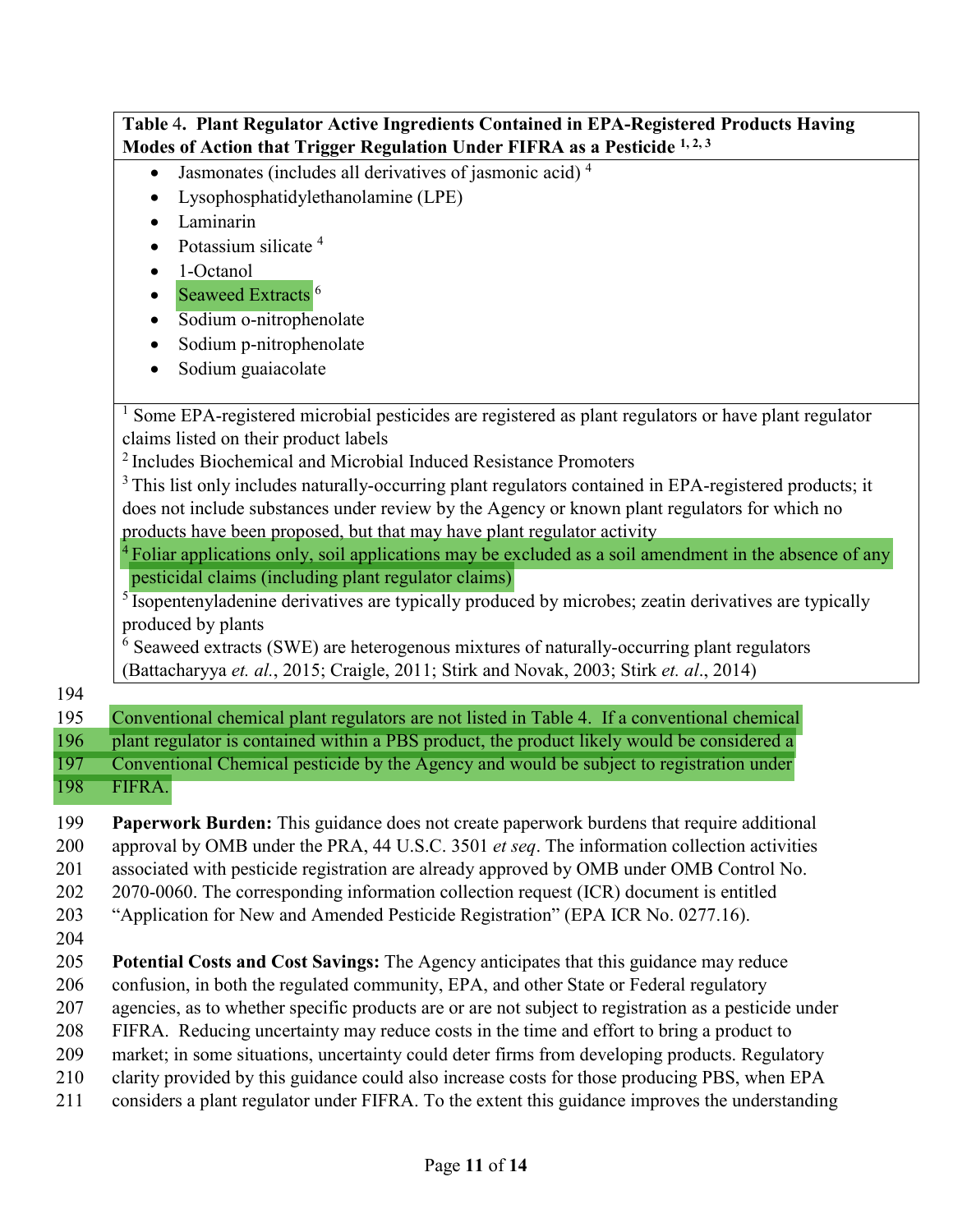**Table 4. Plant Regulator Active Ingredients Contained in EPA-Registered Products Having Modes of Action that Trigger Regulation Under FIFRA as a Pesticide [1, 2, 3]**

- Jasmonates (includes all derivatives of jasmonic acid) [4]
- Lysophosphatidylethanolamine (LPE)
- Laminarin
- Potassium silicate [4]
- 1-Octanol
- Seaweed Extracts [6]
- Sodium o-nitrophenolate
- Sodium p-nitrophenolate
- Sodium guaiacolate

[1] Some EPA-registered microbial pesticides are registered as plant regulators or have plant regulator claims listed on their product labels

[2] Includes Biochemical and Microbial Induced Resistance Promoters

[3] This list only includes naturally-occurring plant regulators contained in EPA-registered products; it does not include substances under review by the Agency or known plant regulators for which no products have been proposed, but that may have plant regulator activity

[4] Foliar applications only, soil applications may be excluded as a soil amendment in the absence of any pesticidal claims (including plant regulator claims)

[5] Isopentenyladenine derivatives are typically produced by microbes; zeatin derivatives are typically produced by plants

[6] Seaweed extracts (SWE) are heterogenous mixtures of naturally-occurring plant regulators (Battacharyya *et. al.*, 2015; Craigle, 2011; Stirk and Novak, 2003; Stirk *et. al*., 2014)

Conventional chemical plant regulators are not listed in Table 4. If a conventional chemical plant regulator is contained within a PBS product, the product likely would be considered a Conventional Chemical pesticide by the Agency and would be subject to registration under FIFRA.

**Paperwork Burden:** This guidance does not create paperwork burdens that require additional approval by OMB under the PRA, 44 U.S.C. 3501 *et seq*. The information collection activities associated with pesticide registration are already approved by OMB under OMB Control No. 2070-0060. The corresponding information collection request (ICR) document is entitled "Application for New and Amended Pesticide Registration" (EPA ICR No. 0277.16).

**Potential Costs and Cost Savings:** The Agency anticipates that this guidance may reduce confusion, in both the regulated community, EPA, and other State or Federal regulatory agencies, as to whether specific products are or are not subject to registration as a pesticide under FIFRA. Reducing uncertainty may reduce costs in the time and effort to bring a product to market; in some situations, uncertainty could deter firms from developing products. Regulatory clarity provided by this guidance could also increase costs for those producing PBS, when EPA considers a plant regulator under FIFRA. To the extent this guidance improves the understanding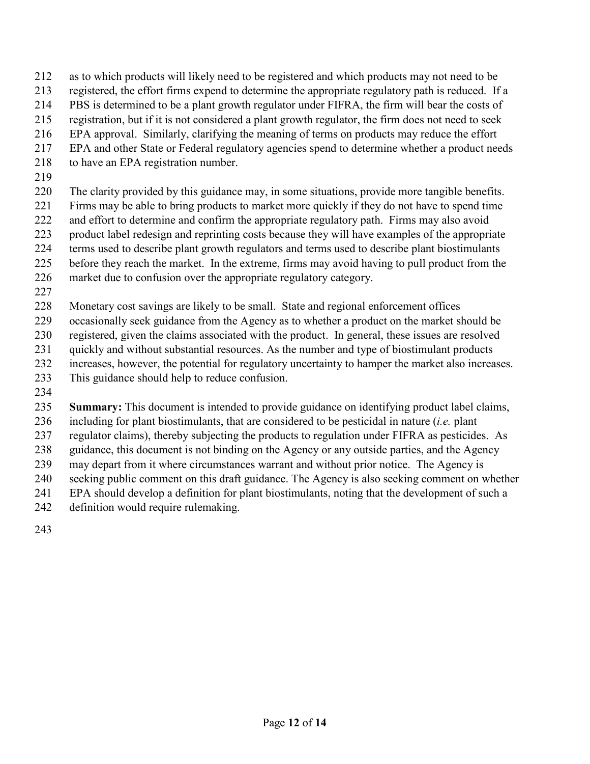as to which products will likely need to be registered and which products may not need to be registered, the effort firms expend to determine the appropriate regulatory path is reduced. If a PBS is determined to be a plant growth regulator under FIFRA, the firm will bear the costs of registration, but if it is not considered a plant growth regulator, the firm does not need to seek EPA approval. Similarly, clarifying the meaning of terms on products may reduce the effort EPA and other State or Federal regulatory agencies spend to determine whether a product needs to have an EPA registration number.

The clarity provided by this guidance may, in some situations, provide more tangible benefits. Firms may be able to bring products to market more quickly if they do not have to spend time and effort to determine and confirm the appropriate regulatory path. Firms may also avoid product label redesign and reprinting costs because they will have examples of the appropriate terms used to describe plant growth regulators and terms used to describe plant biostimulants before they reach the market. In the extreme, firms may avoid having to pull product from the market due to confusion over the appropriate regulatory category.

Monetary cost savings are likely to be small. State and regional enforcement offices occasionally seek guidance from the Agency as to whether a product on the market should be registered, given the claims associated with the product. In general, these issues are resolved quickly and without substantial resources. As the number and type of biostimulant products increases, however, the potential for regulatory uncertainty to hamper the market also increases. This guidance should help to reduce confusion.

**Summary:** This document is intended to provide guidance on identifying product label claims, including for plant biostimulants, that are considered to be pesticidal in nature (*i.e.* plant regulator claims), thereby subjecting the products to regulation under FIFRA as pesticides. As guidance, this document is not binding on the Agency or any outside parties, and the Agency may depart from it where circumstances warrant and without prior notice. The Agency is seeking public comment on this draft guidance. The Agency is also seeking comment on whether EPA should develop a definition for plant biostimulants, noting that the development of such a definition would require rulemaking.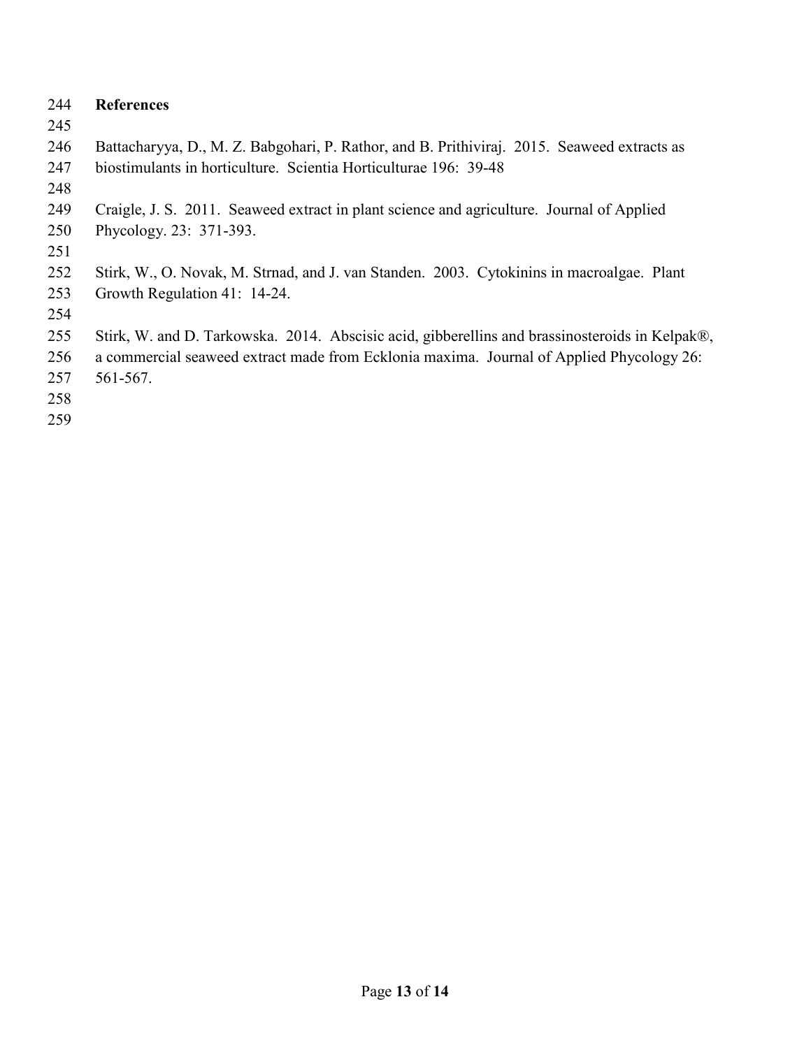## References

Battacharyya, D., M. Z. Babgohari, P. Rathor, and B. Prithiviraj. 2015. Seaweed extracts as biostimulants in horticulture. Scientia Horticulturae 196: 39-48

Craigle, J. S. 2011. Seaweed extract in plant science and agriculture. Journal of Applied Phycology. 23: 371-393.

Stirk, W., O. Novak, M. Strnad, and J. van Standen. 2003. Cytokinins in macroalgae. Plant Growth Regulation 41: 14-24.

Stirk, W. and D. Tarkowska. 2014. Abscisic acid, gibberellins and brassinosteroids in Kelpak®, a commercial seaweed extract made from Ecklonia maxima. Journal of Applied Phycology 26: 561-567.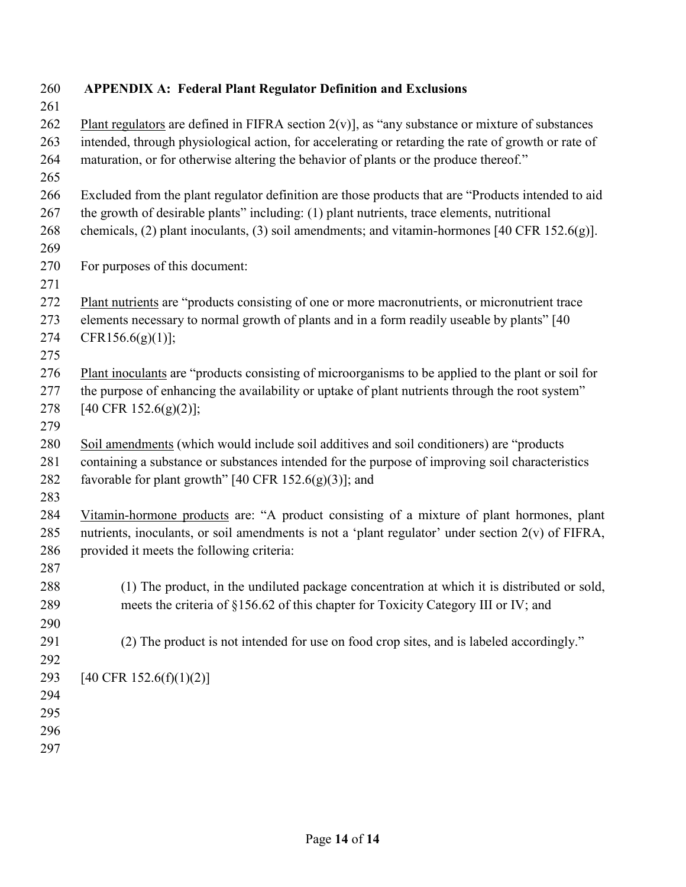## APPENDIX A: Federal Plant Regulator Definition and Exclusions

Plant regulators are defined in FIFRA section 2(v)], as "any substance or mixture of substances intended, through physiological action, for accelerating or retarding the rate of growth or rate of maturation, or for otherwise altering the behavior of plants or the produce thereof."

Excluded from the plant regulator definition are those products that are "Products intended to aid the growth of desirable plants" including: (1) plant nutrients, trace elements, nutritional chemicals, (2) plant inoculants, (3) soil amendments; and vitamin-hormones [40 CFR 152.6(g)].

For purposes of this document:

Plant nutrients are "products consisting of one or more macronutrients, or micronutrient trace elements necessary to normal growth of plants and in a form readily useable by plants" [40 CFR156.6(g)(1)];

Plant inoculants are "products consisting of microorganisms to be applied to the plant or soil for the purpose of enhancing the availability or uptake of plant nutrients through the root system" [40 CFR 152.6(g)(2)];

Soil amendments (which would include soil additives and soil conditioners) are "products containing a substance or substances intended for the purpose of improving soil characteristics favorable for plant growth" [40 CFR 152.6(g)(3)]; and

Vitamin-hormone products are: "A product consisting of a mixture of plant hormones, plant nutrients, inoculants, or soil amendments is not a 'plant regulator' under section 2(v) of FIFRA, provided it meets the following criteria:

> (1) The product, in the undiluted package concentration at which it is distributed or sold, meets the criteria of §156.62 of this chapter for Toxicity Category III or IV; and
>
> (2) The product is not intended for use on food crop sites, and is labeled accordingly."

[40 CFR 152.6(f)(1)(2)]